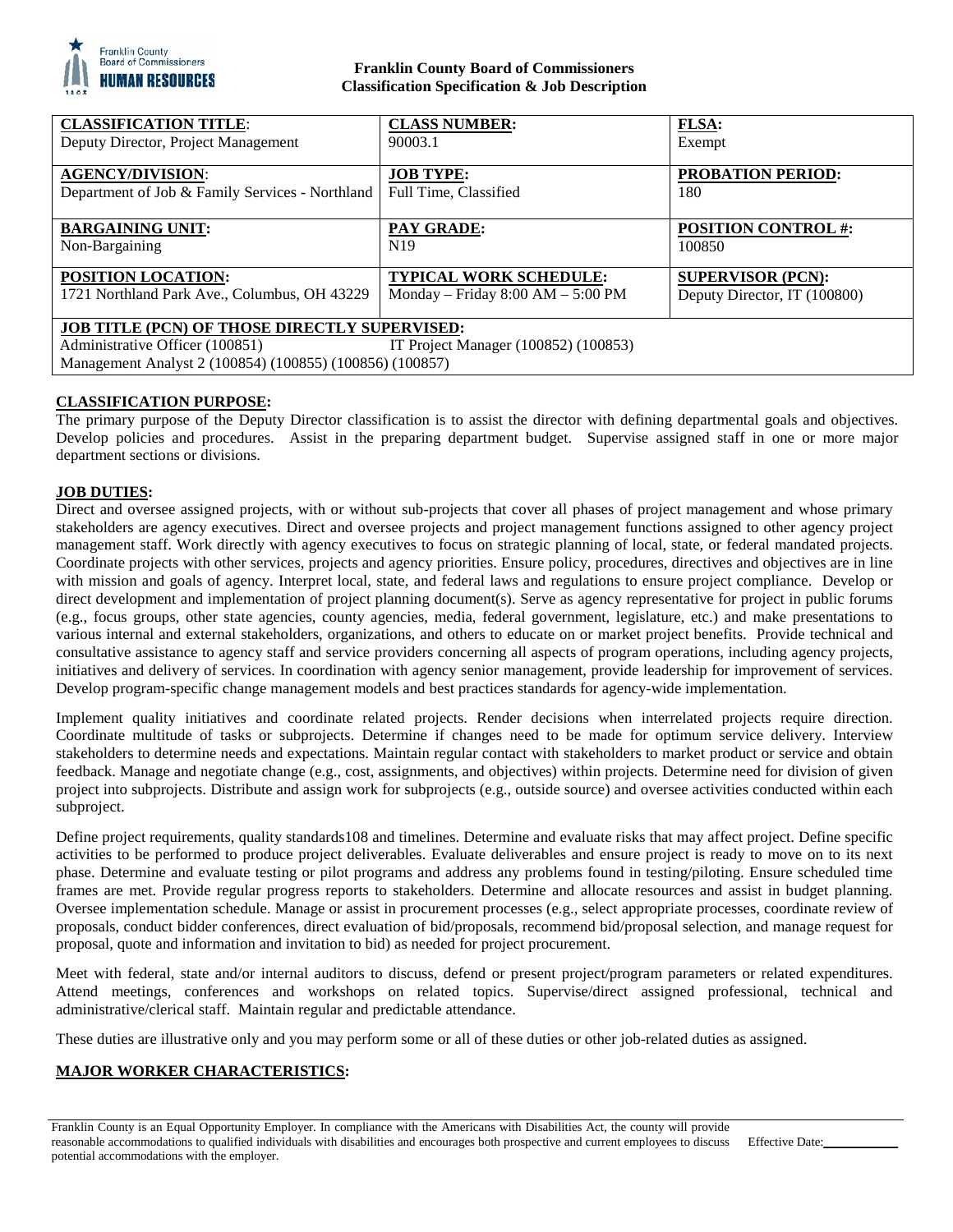**Franklin County Board of Commissioners**
**Classification Specification & Job Description**

| | | |
|---|---|---|
| **CLASSIFICATION TITLE**:<br>Deputy Director, Project Management | **CLASS NUMBER:**<br>90003.1 | **FLSA:**<br>Exempt |
| **AGENCY/DIVISION**:<br>Department of Job & Family Services - Northland | **JOB TYPE:**<br>Full Time, Classified | **PROBATION PERIOD:**<br>180 |
| **BARGAINING UNIT:**<br>Non-Bargaining | **PAY GRADE:**<br>N19 | **POSITION CONTROL #:**<br>100850 |
| **POSITION LOCATION:**<br>1721 Northland Park Ave., Columbus, OH 43229 | **TYPICAL WORK SCHEDULE:**<br>Monday – Friday 8:00 AM – 5:00 PM | **SUPERVISOR (PCN):**<br>Deputy Director, IT (100800) |
| **JOB TITLE (PCN) OF THOSE DIRECTLY SUPERVISED:**<br>Administrative Officer (100851) IT Project Manager (100852) (100853)<br>Management Analyst 2 (100854) (100855) (100856) (100857) | | |

## CLASSIFICATION PURPOSE:

The primary purpose of the Deputy Director classification is to assist the director with defining departmental goals and objectives. Develop policies and procedures. Assist in the preparing department budget. Supervise assigned staff in one or more major department sections or divisions.

## JOB DUTIES:

Direct and oversee assigned projects, with or without sub-projects that cover all phases of project management and whose primary stakeholders are agency executives. Direct and oversee projects and project management functions assigned to other agency project management staff. Work directly with agency executives to focus on strategic planning of local, state, or federal mandated projects. Coordinate projects with other services, projects and agency priorities. Ensure policy, procedures, directives and objectives are in line with mission and goals of agency. Interpret local, state, and federal laws and regulations to ensure project compliance. Develop or direct development and implementation of project planning document(s). Serve as agency representative for project in public forums (e.g., focus groups, other state agencies, county agencies, media, federal government, legislature, etc.) and make presentations to various internal and external stakeholders, organizations, and others to educate on or market project benefits. Provide technical and consultative assistance to agency staff and service providers concerning all aspects of program operations, including agency projects, initiatives and delivery of services. In coordination with agency senior management, provide leadership for improvement of services. Develop program-specific change management models and best practices standards for agency-wide implementation.

Implement quality initiatives and coordinate related projects. Render decisions when interrelated projects require direction. Coordinate multitude of tasks or subprojects. Determine if changes need to be made for optimum service delivery. Interview stakeholders to determine needs and expectations. Maintain regular contact with stakeholders to market product or service and obtain feedback. Manage and negotiate change (e.g., cost, assignments, and objectives) within projects. Determine need for division of given project into subprojects. Distribute and assign work for subprojects (e.g., outside source) and oversee activities conducted within each subproject.

Define project requirements, quality standards108 and timelines. Determine and evaluate risks that may affect project. Define specific activities to be performed to produce project deliverables. Evaluate deliverables and ensure project is ready to move on to its next phase. Determine and evaluate testing or pilot programs and address any problems found in testing/piloting. Ensure scheduled time frames are met. Provide regular progress reports to stakeholders. Determine and allocate resources and assist in budget planning. Oversee implementation schedule. Manage or assist in procurement processes (e.g., select appropriate processes, coordinate review of proposals, conduct bidder conferences, direct evaluation of bid/proposals, recommend bid/proposal selection, and manage request for proposal, quote and information and invitation to bid) as needed for project procurement.

Meet with federal, state and/or internal auditors to discuss, defend or present project/program parameters or related expenditures. Attend meetings, conferences and workshops on related topics. Supervise/direct assigned professional, technical and administrative/clerical staff. Maintain regular and predictable attendance.

These duties are illustrative only and you may perform some or all of these duties or other job-related duties as assigned.

## MAJOR WORKER CHARACTERISTICS:

Franklin County is an Equal Opportunity Employer. In compliance with the Americans with Disabilities Act, the county will provide reasonable accommodations to qualified individuals with disabilities and encourages both prospective and current employees to discuss potential accommodations with the employer. Effective Date: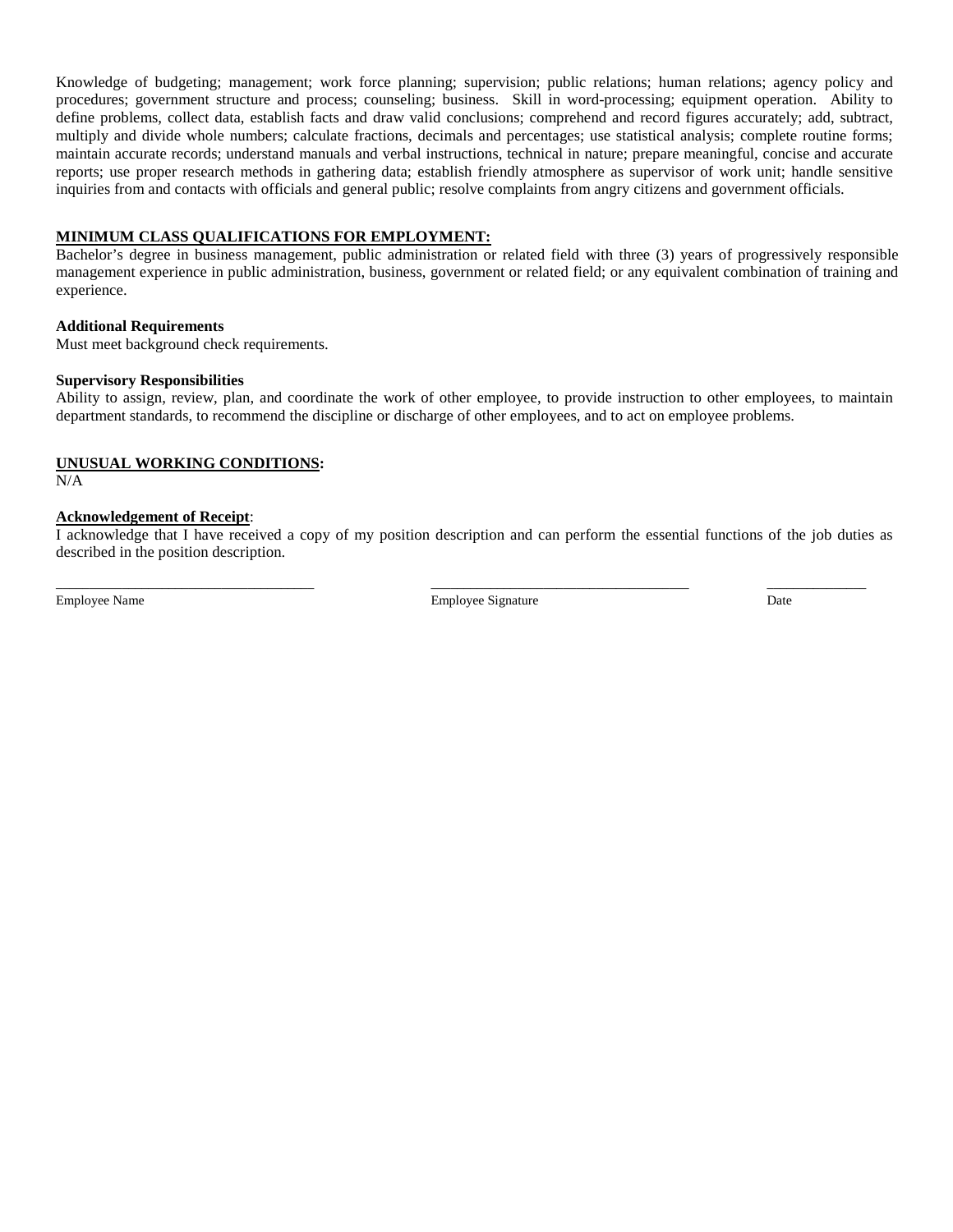Knowledge of budgeting; management; work force planning; supervision; public relations; human relations; agency policy and procedures; government structure and process; counseling; business. Skill in word-processing; equipment operation. Ability to define problems, collect data, establish facts and draw valid conclusions; comprehend and record figures accurately; add, subtract, multiply and divide whole numbers; calculate fractions, decimals and percentages; use statistical analysis; complete routine forms; maintain accurate records; understand manuals and verbal instructions, technical in nature; prepare meaningful, concise and accurate reports; use proper research methods in gathering data; establish friendly atmosphere as supervisor of work unit; handle sensitive inquiries from and contacts with officials and general public; resolve complaints from angry citizens and government officials.

**MINIMUM CLASS QUALIFICATIONS FOR EMPLOYMENT:**

Bachelor's degree in business management, public administration or related field with three (3) years of progressively responsible management experience in public administration, business, government or related field; or any equivalent combination of training and experience.

**Additional Requirements**

Must meet background check requirements.

**Supervisory Responsibilities**

Ability to assign, review, plan, and coordinate the work of other employee, to provide instruction to other employees, to maintain department standards, to recommend the discipline or discharge of other employees, and to act on employee problems.

**UNUSUAL WORKING CONDITIONS:**

N/A

**Acknowledgement of Receipt**:

I acknowledge that I have received a copy of my position description and can perform the essential functions of the job duties as described in the position description.

\_\_\_\_\_\_\_\_\_\_\_\_\_\_\_\_\_\_\_\_\_\_\_\_\_\_\_\_\_\_\_\_\_\_\_\_ \_\_\_\_\_\_\_\_\_\_\_\_\_\_\_\_\_\_\_\_\_\_\_\_\_\_\_\_\_\_\_\_\_\_\_\_ \_\_\_\_\_\_\_\_\_\_\_\_\_\_

Employee Name Employee Signature Date